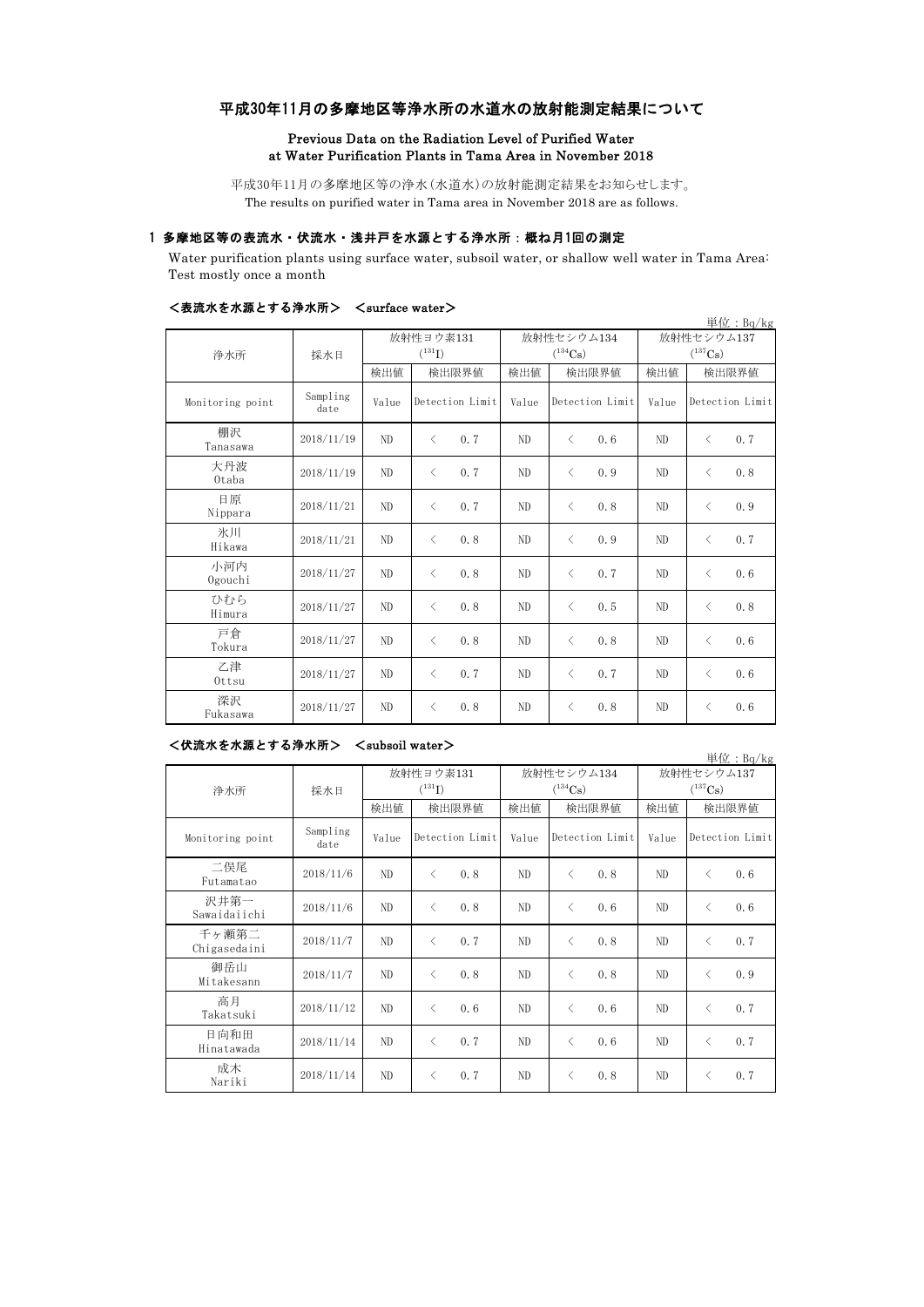# 平成30年11月の多摩地区等浄水所の水道水の放射能測定結果について

**Previous Data on the Radiation Level of Purified Water at Water Purification Plants in Tama Area in November 2018**

平成30年11月の多摩地区等の浄水(水道水)の放射能測定結果をお知らせします。
The results on purified water in Tama area in November 2018 are as follows.

## 1 多摩地区等の表流水・伏流水・浅井戸を水源とする浄水所：概ね月1回の測定

Water purification plants using surface water, subsoil water, or shallow well water in Tama Area: Test mostly once a month

### <表流水を水源とする浄水所> <surface water>

単位：Bq/kg

| 浄水所 | 採水日 | 放射性ヨウ素131 ($^{131}I$) | | 放射性セシウム134 ($^{134}Cs$) | | 放射性セシウム137 ($^{137}Cs$) | |
|---|---|---|---|---|---|---|---|
| | | 検出値 | 検出限界値 | 検出値 | 検出限界値 | 検出値 | 検出限界値 |
| Monitoring point | Sampling date | Value | Detection Limit | Value | Detection Limit | Value | Detection Limit |
| 棚沢 Tanasawa | 2018/11/19 | ND | < 0.7 | ND | < 0.6 | ND | < 0.7 |
| 大丹波 Otaba | 2018/11/19 | ND | < 0.7 | ND | < 0.9 | ND | < 0.8 |
| 日原 Nippara | 2018/11/21 | ND | < 0.7 | ND | < 0.8 | ND | < 0.9 |
| 氷川 Hikawa | 2018/11/21 | ND | < 0.8 | ND | < 0.9 | ND | < 0.7 |
| 小河内 Ogouchi | 2018/11/27 | ND | < 0.8 | ND | < 0.7 | ND | < 0.6 |
| ひむら Himura | 2018/11/27 | ND | < 0.8 | ND | < 0.5 | ND | < 0.8 |
| 戸倉 Tokura | 2018/11/27 | ND | < 0.8 | ND | < 0.8 | ND | < 0.6 |
| 乙津 Ottsu | 2018/11/27 | ND | < 0.7 | ND | < 0.7 | ND | < 0.6 |
| 深沢 Fukasawa | 2018/11/27 | ND | < 0.8 | ND | < 0.8 | ND | < 0.6 |

### <伏流水を水源とする浄水所> <subsoil water>

単位：Bq/kg

| 浄水所 | 採水日 | 放射性ヨウ素131 ($^{131}I$) | | 放射性セシウム134 ($^{134}Cs$) | | 放射性セシウム137 ($^{137}Cs$) | |
|---|---|---|---|---|---|---|---|
| | | 検出値 | 検出限界値 | 検出値 | 検出限界値 | 検出値 | 検出限界値 |
| Monitoring point | Sampling date | Value | Detection Limit | Value | Detection Limit | Value | Detection Limit |
| 二俣尾 Futamatao | 2018/11/6 | ND | < 0.8 | ND | < 0.8 | ND | < 0.6 |
| 沢井第一 Sawaidaiichi | 2018/11/6 | ND | < 0.8 | ND | < 0.6 | ND | < 0.6 |
| 千ヶ瀬第二 Chigasedaini | 2018/11/7 | ND | < 0.7 | ND | < 0.8 | ND | < 0.7 |
| 御岳山 Mitakesann | 2018/11/7 | ND | < 0.8 | ND | < 0.8 | ND | < 0.9 |
| 高月 Takatsuki | 2018/11/12 | ND | < 0.6 | ND | < 0.6 | ND | < 0.7 |
| 日向和田 Hinatawada | 2018/11/14 | ND | < 0.7 | ND | < 0.6 | ND | < 0.7 |
| 成木 Nariki | 2018/11/14 | ND | < 0.7 | ND | < 0.8 | ND | < 0.7 |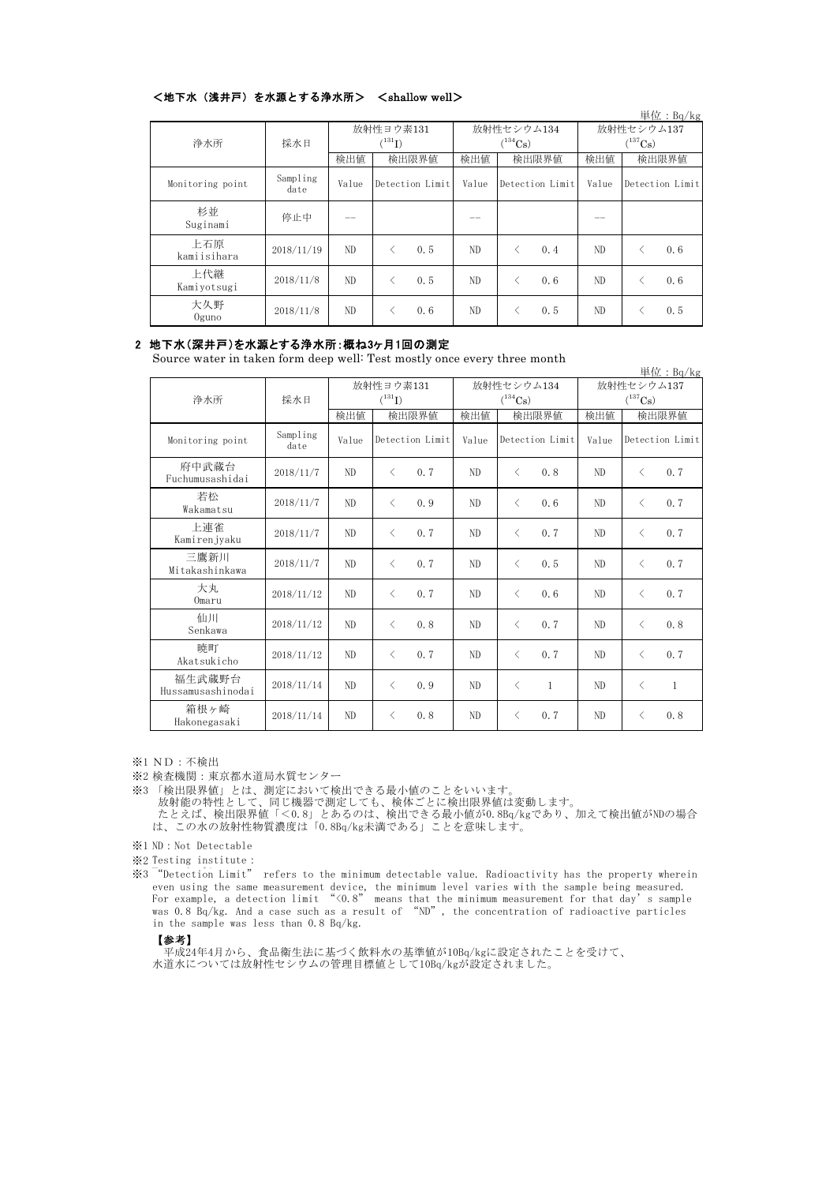## ＜地下水（浅井戸）を水源とする浄水所＞　＜shallow well＞

単位：Bq/kg

| 浄水所 | 採水日 | 放射性ヨウ素131 ($^{131}I$) | | 放射性セシウム134 ($^{134}Cs$) | | 放射性セシウム137 ($^{137}Cs$) | |
|---|---|---|---|---|---|---|---|
| | | 検出値 | 検出限界値 | 検出値 | 検出限界値 | 検出値 | 検出限界値 |
| Monitoring point | Sampling date | Value | Detection Limit | Value | Detection Limit | Value | Detection Limit |
| 杉並 Suginami | 停止中 | ‐‐ | | ‐‐ | | ‐‐ | |
| 上石原 kamiisihara | 2018/11/19 | ND | ＜　0.5 | ND | ＜　0.4 | ND | ＜　0.6 |
| 上代継 Kamiyotsugi | 2018/11/8 | ND | ＜　0.5 | ND | ＜　0.6 | ND | ＜　0.6 |
| 大久野 Oguno | 2018/11/8 | ND | ＜　0.6 | ND | ＜　0.5 | ND | ＜　0.5 |

## 2 地下水(深井戸)を水源とする浄水所:概ね3ヶ月1回の測定

Source water in taken form deep well: Test mostly once every three month

単位：Bq/kg

| 浄水所 | 採水日 | 放射性ヨウ素131 ($^{131}I$) | | 放射性セシウム134 ($^{134}Cs$) | | 放射性セシウム137 ($^{137}Cs$) | |
|---|---|---|---|---|---|---|---|
| | | 検出値 | 検出限界値 | 検出値 | 検出限界値 | 検出値 | 検出限界値 |
| Monitoring point | Sampling date | Value | Detection Limit | Value | Detection Limit | Value | Detection Limit |
| 府中武蔵台 Fuchumusashidai | 2018/11/7 | ND | ＜　0.7 | ND | ＜　0.8 | ND | ＜　0.7 |
| 若松 Wakamatsu | 2018/11/7 | ND | ＜　0.9 | ND | ＜　0.6 | ND | ＜　0.7 |
| 上連雀 Kamirenjyaku | 2018/11/7 | ND | ＜　0.7 | ND | ＜　0.7 | ND | ＜　0.7 |
| 三鷹新川 Mitakashinkawa | 2018/11/7 | ND | ＜　0.7 | ND | ＜　0.5 | ND | ＜　0.7 |
| 大丸 Omaru | 2018/11/12 | ND | ＜　0.7 | ND | ＜　0.6 | ND | ＜　0.7 |
| 仙川 Senkawa | 2018/11/12 | ND | ＜　0.8 | ND | ＜　0.7 | ND | ＜　0.8 |
| 暁町 Akatsukicho | 2018/11/12 | ND | ＜　0.7 | ND | ＜　0.7 | ND | ＜　0.7 |
| 福生武蔵野台 Hussamusashinodai | 2018/11/14 | ND | ＜　0.9 | ND | ＜　1 | ND | ＜　1 |
| 箱根ヶ崎 Hakonegasaki | 2018/11/14 | ND | ＜　0.8 | ND | ＜　0.7 | ND | ＜　0.8 |

※1 ＮＤ：不検出

※2 検査機関：東京都水道局水質センター

※3 「検出限界値」とは、測定において検出できる最小値のことをいいます。
　放射能の特性として、同じ機器で測定しても、検体ごとに検出限界値は変動します。
　たとえば、検出限界値「＜0.8」とあるのは、検出できる最小値が0.8Bq/kgであり、加えて検出値がNDの場合は、この水の放射性物質濃度は「0.8Bq/kg未満である」ことを意味します。

※1 ND：Not Detectable

※2 Testing institute：

※3 "Detection Limit" refers to the minimum detectable value. Radioactivity has the property wherein even using the same measurement device, the minimum level varies with the sample being measured. For example, a detection limit "<0.8" means that the minimum measurement for that day's sample was 0.8 Bq/kg. And a case such as a result of "ND", the concentration of radioactive particles in the sample was less than 0.8 Bq/kg.

**【参考】**

　平成24年4月から、食品衛生法に基づく飲料水の基準値が10Bq/kgに設定されたことを受けて、
水道水については放射性セシウムの管理目標値として10Bq/kgが設定されました。